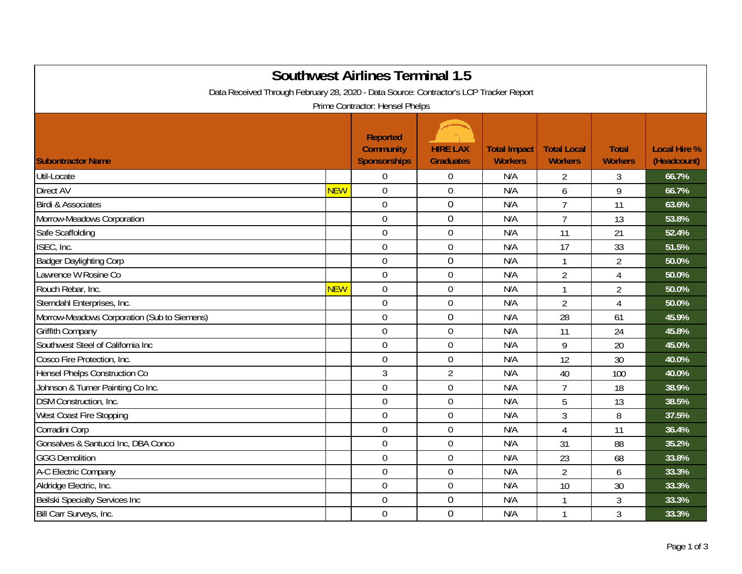# Southwest Airlines Terminal 1.5

Data Received Through February 28, 2020 - Data Source: Contractor's LCP Tracker Report

Prime Contractor: Hensel Phelps

| Subontractor Name | | Reported Community Sponsorships | HIRE LAX Graduates | Total Impact Workers | Total Local Workers | Total Workers | Local Hire % (Headcount) |
|---|---|---|---|---|---|---|---|
| Util-Locate | | 0 | 0 | N/A | 2 | 3 | 66.7% |
| Direct AV | NEW | 0 | 0 | N/A | 6 | 9 | 66.7% |
| Birdi & Associates | | 0 | 0 | N/A | 7 | 11 | 63.6% |
| Morrow-Meadows Corporation | | 0 | 0 | N/A | 7 | 13 | 53.8% |
| Safe Scaffolding | | 0 | 0 | N/A | 11 | 21 | 52.4% |
| ISEC, Inc. | | 0 | 0 | N/A | 17 | 33 | 51.5% |
| Badger Daylighting Corp | | 0 | 0 | N/A | 1 | 2 | 50.0% |
| Lawrence W Rosine Co | | 0 | 0 | N/A | 2 | 4 | 50.0% |
| Rouch Rebar, Inc. | NEW | 0 | 0 | N/A | 1 | 2 | 50.0% |
| Sterndahl Enterprises, Inc. | | 0 | 0 | N/A | 2 | 4 | 50.0% |
| Morrow-Meadows Corporation (Sub to Siemens) | | 0 | 0 | N/A | 28 | 61 | 45.9% |
| Griffith Company | | 0 | 0 | N/A | 11 | 24 | 45.8% |
| Southwest Steel of California Inc | | 0 | 0 | N/A | 9 | 20 | 45.0% |
| Cosco Fire Protection, Inc. | | 0 | 0 | N/A | 12 | 30 | 40.0% |
| Hensel Phelps Construction Co | | 3 | 2 | N/A | 40 | 100 | 40.0% |
| Johnson & Turner Painting Co Inc. | | 0 | 0 | N/A | 7 | 18 | 38.9% |
| DSM Construction, Inc. | | 0 | 0 | N/A | 5 | 13 | 38.5% |
| West Coast Fire Stopping | | 0 | 0 | N/A | 3 | 8 | 37.5% |
| Corradini Corp | | 0 | 0 | N/A | 4 | 11 | 36.4% |
| Gonsalves & Santucci Inc, DBA Conco | | 0 | 0 | N/A | 31 | 88 | 35.2% |
| GGG Demolition | | 0 | 0 | N/A | 23 | 68 | 33.8% |
| A-C Electric Company | | 0 | 0 | N/A | 2 | 6 | 33.3% |
| Aldridge Electric, Inc. | | 0 | 0 | N/A | 10 | 30 | 33.3% |
| Beilski Specialty Services Inc | | 0 | 0 | N/A | 1 | 3 | 33.3% |
| Bill Carr Surveys, Inc. | | 0 | 0 | N/A | 1 | 3 | 33.3% |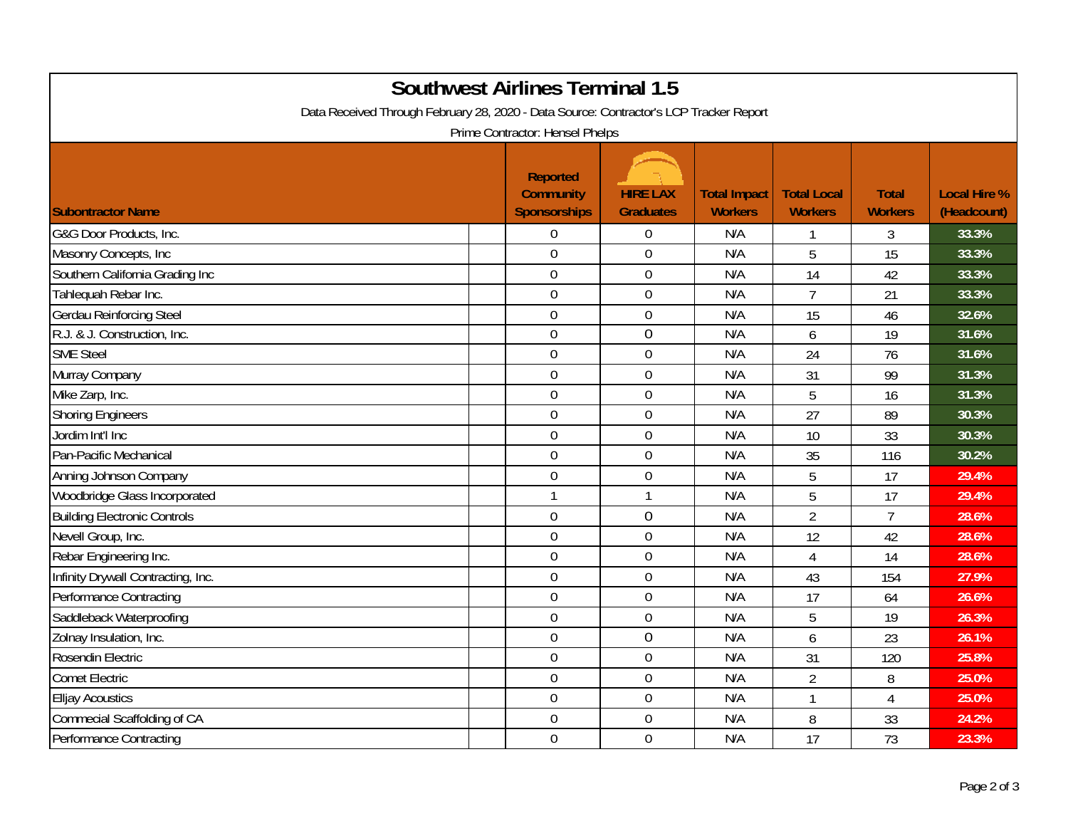# Southwest Airlines Terminal 1.5

Data Received Through February 28, 2020 - Data Source: Contractor's LCP Tracker Report

Prime Contractor: Hensel Phelps

| Subontractor Name | Reported Community Sponsorships | HIRE LAX Graduates | Total Impact Workers | Total Local Workers | Total Workers | Local Hire % (Headcount) |
|---|---|---|---|---|---|---|
| G&G Door Products, Inc. | 0 | 0 | N/A | 1 | 3 | 33.3% |
| Masonry Concepts, Inc | 0 | 0 | N/A | 5 | 15 | 33.3% |
| Southern California Grading Inc | 0 | 0 | N/A | 14 | 42 | 33.3% |
| Tahlequah Rebar Inc. | 0 | 0 | N/A | 7 | 21 | 33.3% |
| Gerdau Reinforcing Steel | 0 | 0 | N/A | 15 | 46 | 32.6% |
| R.J. & J. Construction, Inc. | 0 | 0 | N/A | 6 | 19 | 31.6% |
| SME Steel | 0 | 0 | N/A | 24 | 76 | 31.6% |
| Murray Company | 0 | 0 | N/A | 31 | 99 | 31.3% |
| Mike Zarp, Inc. | 0 | 0 | N/A | 5 | 16 | 31.3% |
| Shoring Engineers | 0 | 0 | N/A | 27 | 89 | 30.3% |
| Jordim Int'l Inc | 0 | 0 | N/A | 10 | 33 | 30.3% |
| Pan-Pacific Mechanical | 0 | 0 | N/A | 35 | 116 | 30.2% |
| Anning Johnson Company | 0 | 0 | N/A | 5 | 17 | 29.4% |
| Woodbridge Glass Incorporated | 1 | 1 | N/A | 5 | 17 | 29.4% |
| Building Electronic Controls | 0 | 0 | N/A | 2 | 7 | 28.6% |
| Nevell Group, Inc. | 0 | 0 | N/A | 12 | 42 | 28.6% |
| Rebar Engineering Inc. | 0 | 0 | N/A | 4 | 14 | 28.6% |
| Infinity Drywall Contracting, Inc. | 0 | 0 | N/A | 43 | 154 | 27.9% |
| Performance Contracting | 0 | 0 | N/A | 17 | 64 | 26.6% |
| Saddleback Waterproofing | 0 | 0 | N/A | 5 | 19 | 26.3% |
| Zolnay Insulation, Inc. | 0 | 0 | N/A | 6 | 23 | 26.1% |
| Rosendin Electric | 0 | 0 | N/A | 31 | 120 | 25.8% |
| Comet Electric | 0 | 0 | N/A | 2 | 8 | 25.0% |
| Elljay Acoustics | 0 | 0 | N/A | 1 | 4 | 25.0% |
| Commecial Scaffolding of CA | 0 | 0 | N/A | 8 | 33 | 24.2% |
| Performance Contracting | 0 | 0 | N/A | 17 | 73 | 23.3% |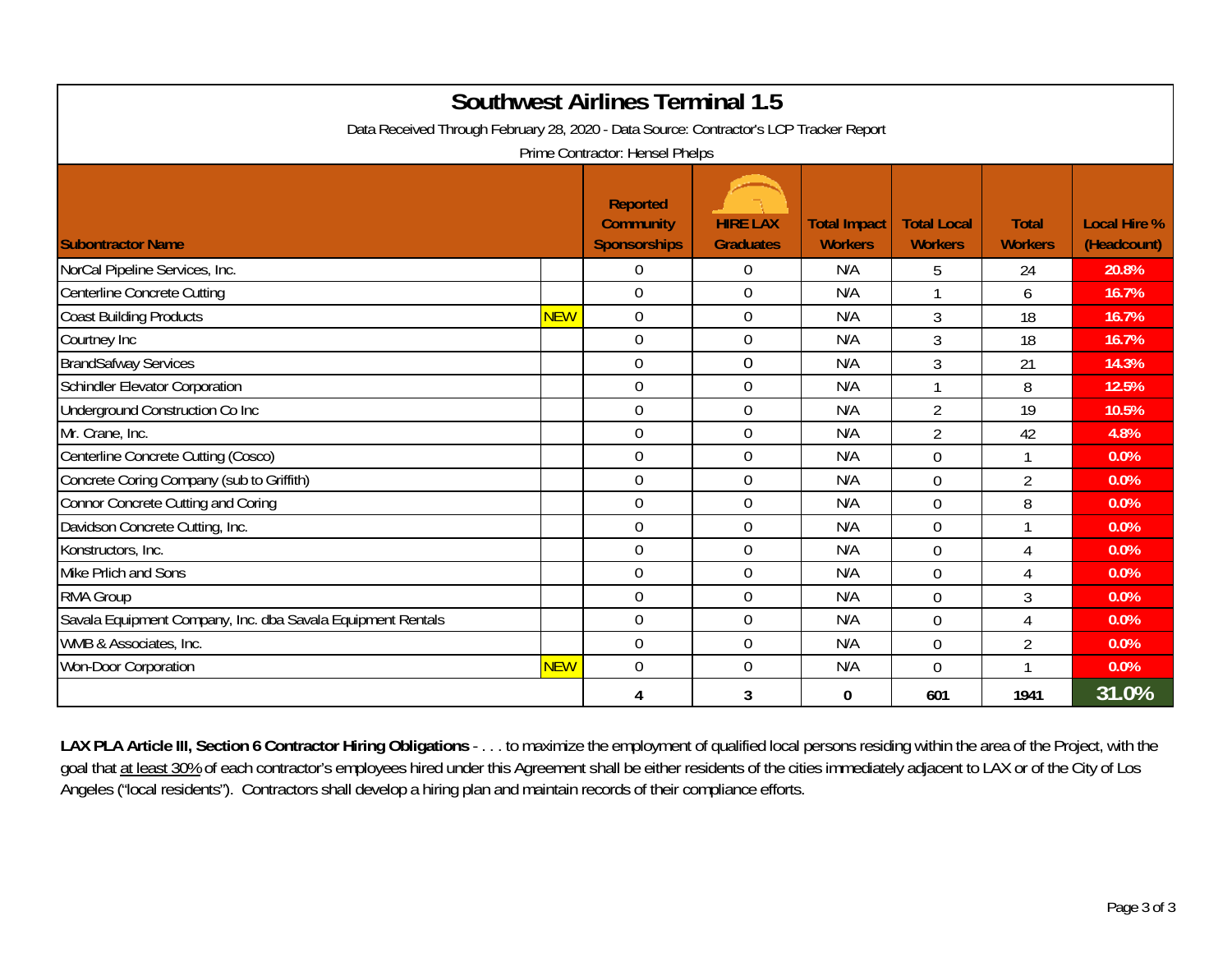## Southwest Airlines Terminal 1.5

Data Received Through February 28, 2020 - Data Source: Contractor's LCP Tracker Report

Prime Contractor: Hensel Phelps

| Subcontractor Name | | Reported Community Sponsorships | HIRE LAX Graduates | Total Impact Workers | Total Local Workers | Total Workers | Local Hire % (Headcount) |
|---|---|---|---|---|---|---|---|
| NorCal Pipeline Services, Inc. | | 0 | 0 | N/A | 5 | 24 | 20.8% |
| Centerline Concrete Cutting | | 0 | 0 | N/A | 1 | 6 | 16.7% |
| Coast Building Products | NEW | 0 | 0 | N/A | 3 | 18 | 16.7% |
| Courtney Inc | | 0 | 0 | N/A | 3 | 18 | 16.7% |
| BrandSafway Services | | 0 | 0 | N/A | 3 | 21 | 14.3% |
| Schindler Elevator Corporation | | 0 | 0 | N/A | 1 | 8 | 12.5% |
| Underground Construction Co Inc | | 0 | 0 | N/A | 2 | 19 | 10.5% |
| Mr. Crane, Inc. | | 0 | 0 | N/A | 2 | 42 | 4.8% |
| Centerline Concrete Cutting (Cosco) | | 0 | 0 | N/A | 0 | 1 | 0.0% |
| Concrete Coring Company (sub to Griffith) | | 0 | 0 | N/A | 0 | 2 | 0.0% |
| Connor Concrete Cutting and Coring | | 0 | 0 | N/A | 0 | 8 | 0.0% |
| Davidson Concrete Cutting, Inc. | | 0 | 0 | N/A | 0 | 1 | 0.0% |
| Konstructors, Inc. | | 0 | 0 | N/A | 0 | 4 | 0.0% |
| Mike Prlich and Sons | | 0 | 0 | N/A | 0 | 4 | 0.0% |
| RMA Group | | 0 | 0 | N/A | 0 | 3 | 0.0% |
| Savala Equipment Company, Inc. dba Savala Equipment Rentals | | 0 | 0 | N/A | 0 | 4 | 0.0% |
| WMB & Associates, Inc. | | 0 | 0 | N/A | 0 | 2 | 0.0% |
| Won-Door Corporation | NEW | 0 | 0 | N/A | 0 | 1 | 0.0% |
| | | 4 | 3 | 0 | 601 | 1941 | 31.0% |

**LAX PLA Article III, Section 6 Contractor Hiring Obligations** - . . . to maximize the employment of qualified local persons residing within the area of the Project, with the goal that at least 30% of each contractor's employees hired under this Agreement shall be either residents of the cities immediately adjacent to LAX or of the City of Los Angeles ("local residents"). Contractors shall develop a hiring plan and maintain records of their compliance efforts.